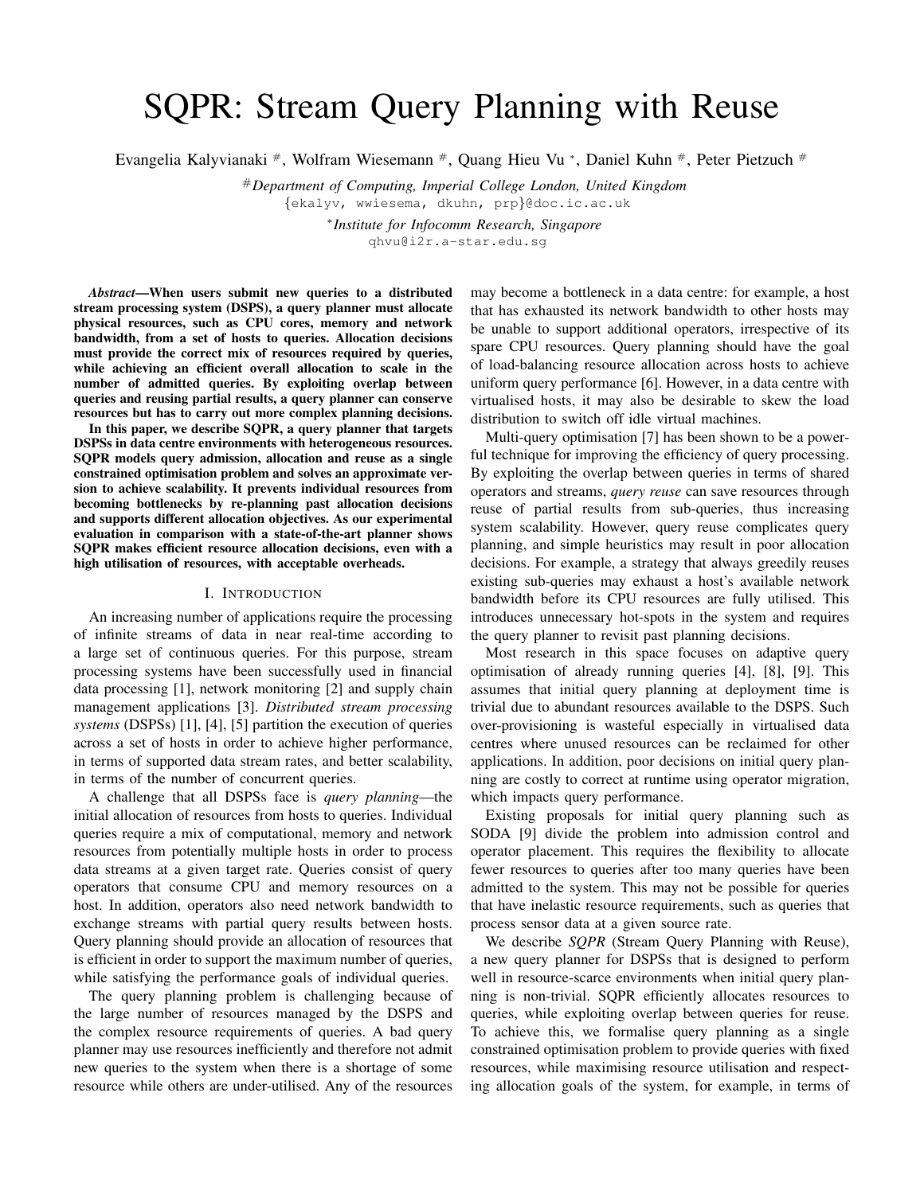# SQPR: Stream Query Planning with Reuse

Evangelia Kalyvianaki #, Wolfram Wiesemann #, Quang Hieu Vu *, Daniel Kuhn #, Peter Pietzuch #

#*Department of Computing, Imperial College London, United Kingdom*
{ekalyv, wwiesema, dkuhn, prp}@doc.ic.ac.uk

**Institute for Infocomm Research, Singapore*
qhvu@i2r.a-star.edu.sg

***Abstract*—When users submit new queries to a distributed stream processing system (DSPS), a query planner must allocate physical resources, such as CPU cores, memory and network bandwidth, from a set of hosts to queries. Allocation decisions must provide the correct mix of resources required by queries, while achieving an efficient overall allocation to scale in the number of admitted queries. By exploiting overlap between queries and reusing partial results, a query planner can conserve resources but has to carry out more complex planning decisions.**

**In this paper, we describe SQPR, a query planner that targets DSPSs in data centre environments with heterogeneous resources. SQPR models query admission, allocation and reuse as a single constrained optimisation problem and solves an approximate version to achieve scalability. It prevents individual resources from becoming bottlenecks by re-planning past allocation decisions and supports different allocation objectives. As our experimental evaluation in comparison with a state-of-the-art planner shows SQPR makes efficient resource allocation decisions, even with a high utilisation of resources, with acceptable overheads.**

## I. Introduction

An increasing number of applications require the processing of infinite streams of data in near real-time according to a large set of continuous queries. For this purpose, stream processing systems have been successfully used in financial data processing [1], network monitoring [2] and supply chain management applications [3]. *Distributed stream processing systems* (DSPSs) [1], [4], [5] partition the execution of queries across a set of hosts in order to achieve higher performance, in terms of supported data stream rates, and better scalability, in terms of the number of concurrent queries.

A challenge that all DSPSs face is *query planning*—the initial allocation of resources from hosts to queries. Individual queries require a mix of computational, memory and network resources from potentially multiple hosts in order to process data streams at a given target rate. Queries consist of query operators that consume CPU and memory resources on a host. In addition, operators also need network bandwidth to exchange streams with partial query results between hosts. Query planning should provide an allocation of resources that is efficient in order to support the maximum number of queries, while satisfying the performance goals of individual queries.

The query planning problem is challenging because of the large number of resources managed by the DSPS and the complex resource requirements of queries. A bad query planner may use resources inefficiently and therefore not admit new queries to the system when there is a shortage of some resource while others are under-utilised. Any of the resources may become a bottleneck in a data centre: for example, a host that has exhausted its network bandwidth to other hosts may be unable to support additional operators, irrespective of its spare CPU resources. Query planning should have the goal of load-balancing resource allocation across hosts to achieve uniform query performance [6]. However, in a data centre with virtualised hosts, it may also be desirable to skew the load distribution to switch off idle virtual machines.

Multi-query optimisation [7] has been shown to be a powerful technique for improving the efficiency of query processing. By exploiting the overlap between queries in terms of shared operators and streams, *query reuse* can save resources through reuse of partial results from sub-queries, thus increasing system scalability. However, query reuse complicates query planning, and simple heuristics may result in poor allocation decisions. For example, a strategy that always greedily reuses existing sub-queries may exhaust a host's available network bandwidth before its CPU resources are fully utilised. This introduces unnecessary hot-spots in the system and requires the query planner to revisit past planning decisions.

Most research in this space focuses on adaptive query optimisation of already running queries [4], [8], [9]. This assumes that initial query planning at deployment time is trivial due to abundant resources available to the DSPS. Such over-provisioning is wasteful especially in virtualised data centres where unused resources can be reclaimed for other applications. In addition, poor decisions on initial query planning are costly to correct at runtime using operator migration, which impacts query performance.

Existing proposals for initial query planning such as SODA [9] divide the problem into admission control and operator placement. This requires the flexibility to allocate fewer resources to queries after too many queries have been admitted to the system. This may not be possible for queries that have inelastic resource requirements, such as queries that process sensor data at a given source rate.

We describe *SQPR* (Stream Query Planning with Reuse), a new query planner for DSPSs that is designed to perform well in resource-scarce environments when initial query planning is non-trivial. SQPR efficiently allocates resources to queries, while exploiting overlap between queries for reuse. To achieve this, we formalise query planning as a single constrained optimisation problem to provide queries with fixed resources, while maximising resource utilisation and respecting allocation goals of the system, for example, in terms of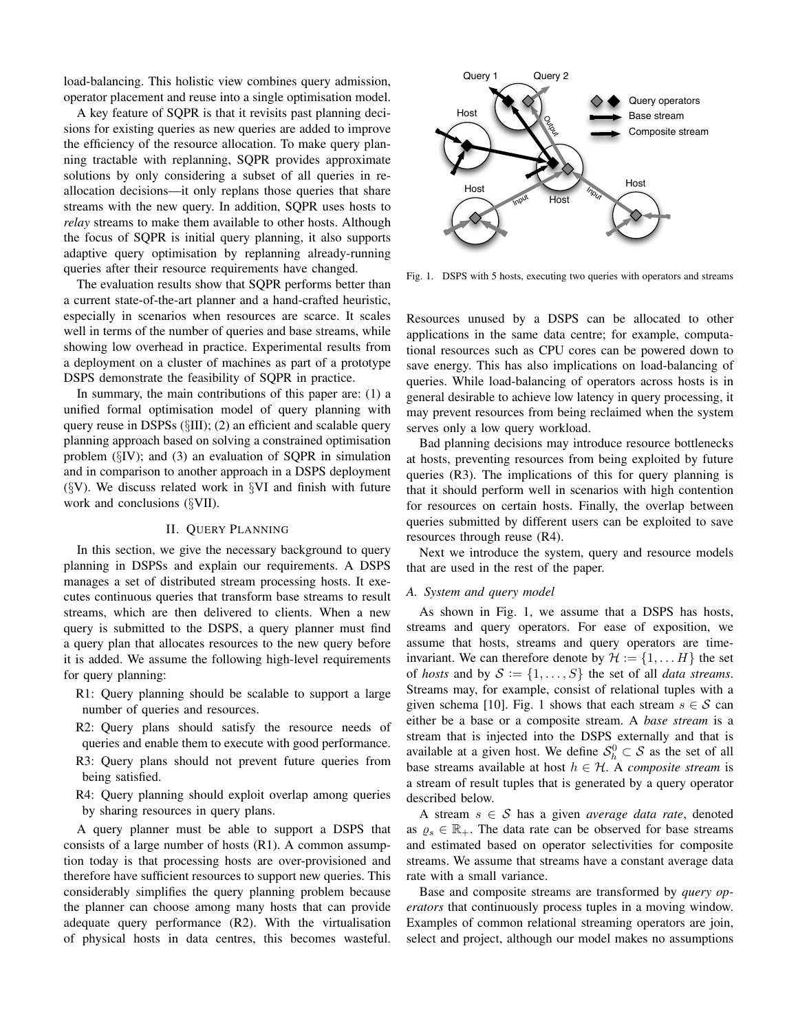load-balancing. This holistic view combines query admission, operator placement and reuse into a single optimisation model.

A key feature of SQPR is that it revisits past planning decisions for existing queries as new queries are added to improve the efficiency of the resource allocation. To make query planning tractable with replanning, SQPR provides approximate solutions by only considering a subset of all queries in reallocation decisions—it only replans those queries that share streams with the new query. In addition, SQPR uses hosts to *relay* streams to make them available to other hosts. Although the focus of SQPR is initial query planning, it also supports adaptive query optimisation by replanning already-running queries after their resource requirements have changed.

The evaluation results show that SQPR performs better than a current state-of-the-art planner and a hand-crafted heuristic, especially in scenarios when resources are scarce. It scales well in terms of the number of queries and base streams, while showing low overhead in practice. Experimental results from a deployment on a cluster of machines as part of a prototype DSPS demonstrate the feasibility of SQPR in practice.

In summary, the main contributions of this paper are: (1) a unified formal optimisation model of query planning with query reuse in DSPSs (§III); (2) an efficient and scalable query planning approach based on solving a constrained optimisation problem (§IV); and (3) an evaluation of SQPR in simulation and in comparison to another approach in a DSPS deployment (§V). We discuss related work in §VI and finish with future work and conclusions (§VII).

## II. Query Planning

In this section, we give the necessary background to query planning in DSPSs and explain our requirements. A DSPS manages a set of distributed stream processing hosts. It executes continuous queries that transform base streams to result streams, which are then delivered to clients. When a new query is submitted to the DSPS, a query planner must find a query plan that allocates resources to the new query before it is added. We assume the following high-level requirements for query planning:

- R1: Query planning should be scalable to support a large number of queries and resources.
- R2: Query plans should satisfy the resource needs of queries and enable them to execute with good performance.
- R3: Query plans should not prevent future queries from being satisfied.
- R4: Query planning should exploit overlap among queries by sharing resources in query plans.

A query planner must be able to support a DSPS that consists of a large number of hosts (R1). A common assumption today is that processing hosts are over-provisioned and therefore have sufficient resources to support new queries. This considerably simplifies the query planning problem because the planner can choose among many hosts that can provide adequate query performance (R2). With the virtualisation of physical hosts in data centres, this becomes wasteful.

Query 1
Query 2
Host
Host
Host
Host
Host
Output
Input
Input
Query operators
Base stream
Composite stream

Fig. 1. DSPS with 5 hosts, executing two queries with operators and streams

Resources unused by a DSPS can be allocated to other applications in the same data centre; for example, computational resources such as CPU cores can be powered down to save energy. This has also implications on load-balancing of queries. While load-balancing of operators across hosts is in general desirable to achieve low latency in query processing, it may prevent resources from being reclaimed when the system serves only a low query workload.

Bad planning decisions may introduce resource bottlenecks at hosts, preventing resources from being exploited by future queries (R3). The implications of this for query planning is that it should perform well in scenarios with high contention for resources on certain hosts. Finally, the overlap between queries submitted by different users can be exploited to save resources through reuse (R4).

Next we introduce the system, query and resource models that are used in the rest of the paper.

### A. System and query model

As shown in Fig. 1, we assume that a DSPS has hosts, streams and query operators. For ease of exposition, we assume that hosts, streams and query operators are time-invariant. We can therefore denote by $\mathcal{H} := \{1, \ldots H\}$ the set of *hosts* and by $\mathcal{S} := \{1, \ldots, S\}$ the set of all *data streams*. Streams may, for example, consist of relational tuples with a given schema [10]. Fig. 1 shows that each stream $s \in \mathcal{S}$ can either be a base or a composite stream. A *base stream* is a stream that is injected into the DSPS externally and that is available at a given host. We define $\mathcal{S}_h^0 \subset \mathcal{S}$ as the set of all base streams available at host $h \in \mathcal{H}$. A *composite stream* is a stream of result tuples that is generated by a query operator described below.

A stream $s \in \mathcal{S}$ has a given *average data rate*, denoted as $\varrho_s \in \mathbb{R}_+$. The data rate can be observed for base streams and estimated based on operator selectivities for composite streams. We assume that streams have a constant average data rate with a small variance.

Base and composite streams are transformed by *query operators* that continuously process tuples in a moving window. Examples of common relational streaming operators are join, select and project, although our model makes no assumptions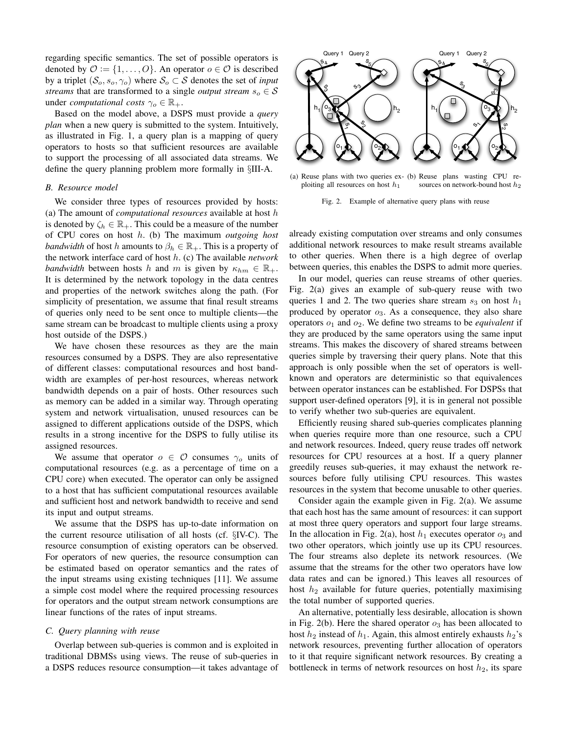regarding specific semantics. The set of possible operators is denoted by $\mathcal{O} := \{1, \ldots, O\}$. An operator $o \in \mathcal{O}$ is described by a triplet $(\mathcal{S}_o, s_o, \gamma_o)$ where $\mathcal{S}_o \subset \mathcal{S}$ denotes the set of *input streams* that are transformed to a single *output stream* $s_o \in \mathcal{S}$ under *computational costs* $\gamma_o \in \mathbb{R}_+$.

Based on the model above, a DSPS must provide a *query plan* when a new query is submitted to the system. Intuitively, as illustrated in Fig. 1, a query plan is a mapping of query operators to hosts so that sufficient resources are available to support the processing of all associated data streams. We define the query planning problem more formally in §III-A.

### B. Resource model

We consider three types of resources provided by hosts: (a) The amount of *computational resources* available at host $h$ is denoted by $\zeta_h \in \mathbb{R}_+$. This could be a measure of the number of CPU cores on host $h$. (b) The maximum *outgoing host bandwidth* of host $h$ amounts to $\beta_h \in \mathbb{R}_+$. This is a property of the network interface card of host $h$. (c) The available *network bandwidth* between hosts $h$ and $m$ is given by $\kappa_{hm} \in \mathbb{R}_+$. It is determined by the network topology in the data centres and properties of the network switches along the path. (For simplicity of presentation, we assume that final result streams of queries only need to be sent once to multiple clients—the same stream can be broadcast to multiple clients using a proxy host outside of the DSPS.)

We have chosen these resources as they are the main resources consumed by a DSPS. They are also representative of different classes: computational resources and host bandwidth are examples of per-host resources, whereas network bandwidth depends on a pair of hosts. Other resources such as memory can be added in a similar way. Through operating system and network virtualisation, unused resources can be assigned to different applications outside of the DSPS, which results in a strong incentive for the DSPS to fully utilise its assigned resources.

We assume that operator $o \in \mathcal{O}$ consumes $\gamma_o$ units of computational resources (e.g. as a percentage of time on a CPU core) when executed. The operator can only be assigned to a host that has sufficient computational resources available and sufficient host and network bandwidth to receive and send its input and output streams.

We assume that the DSPS has up-to-date information on the current resource utilisation of all hosts (cf. §IV-C). The resource consumption of existing operators can be observed. For operators of new queries, the resource consumption can be estimated based on operator semantics and the rates of the input streams using existing techniques [11]. We assume a simple cost model where the required processing resources for operators and the output stream network consumptions are linear functions of the rates of input streams.

### C. Query planning with reuse

Overlap between sub-queries is common and is exploited in traditional DBMSs using views. The reuse of sub-queries in a DSPS reduces resource consumption—it takes advantage of already existing computation over streams and only consumes additional network resources to make result streams available to other queries. When there is a high degree of overlap between queries, this enables the DSPS to admit more queries.

(a) Reuse plans with two queries exploiting all resources on host $h_1$ (b) Reuse plans wasting CPU resources on network-bound host $h_2$

Fig. 2. Example of alternative query plans with reuse

In our model, queries can reuse streams of other queries. Fig. 2(a) gives an example of sub-query reuse with two queries 1 and 2. The two queries share stream $s_3$ on host $h_1$ produced by operator $o_3$. As a consequence, they also share operators $o_1$ and $o_2$. We define two streams to be *equivalent* if they are produced by the same operators using the same input streams. This makes the discovery of shared streams between queries simple by traversing their query plans. Note that this approach is only possible when the set of operators is well-known and operators are deterministic so that equivalences between operator instances can be established. For DSPSs that support user-defined operators [9], it is in general not possible to verify whether two sub-queries are equivalent.

Efficiently reusing shared sub-queries complicates planning when queries require more than one resource, such a CPU and network resources. Indeed, query reuse trades off network resources for CPU resources at a host. If a query planner greedily reuses sub-queries, it may exhaust the network resources before fully utilising CPU resources. This wastes resources in the system that become unusable to other queries.

Consider again the example given in Fig. 2(a). We assume that each host has the same amount of resources: it can support at most three query operators and support four large streams. In the allocation in Fig. 2(a), host $h_1$ executes operator $o_3$ and two other operators, which jointly use up its CPU resources. The four streams also deplete its network resources. (We assume that the streams for the other two operators have low data rates and can be ignored.) This leaves all resources of host $h_2$ available for future queries, potentially maximising the total number of supported queries.

An alternative, potentially less desirable, allocation is shown in Fig. 2(b). Here the shared operator $o_3$ has been allocated to host $h_2$ instead of $h_1$. Again, this almost entirely exhausts $h_2$'s network resources, preventing further allocation of operators to it that require significant network resources. By creating a bottleneck in terms of network resources on host $h_2$, its spare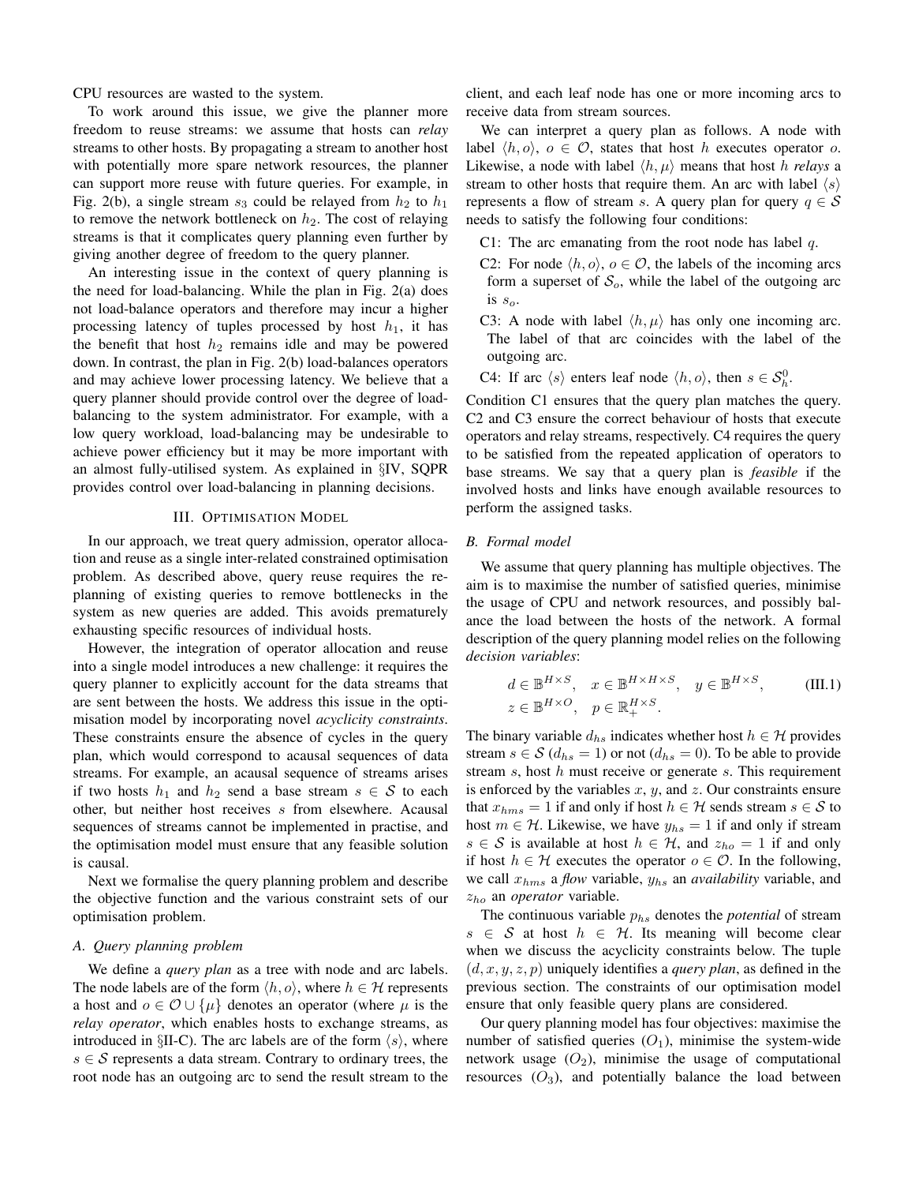CPU resources are wasted to the system.

To work around this issue, we give the planner more freedom to reuse streams: we assume that hosts can *relay* streams to other hosts. By propagating a stream to another host with potentially more spare network resources, the planner can support more reuse with future queries. For example, in Fig. 2(b), a single stream $s_3$ could be relayed from $h_2$ to $h_1$ to remove the network bottleneck on $h_2$. The cost of relaying streams is that it complicates query planning even further by giving another degree of freedom to the query planner.

An interesting issue in the context of query planning is the need for load-balancing. While the plan in Fig. 2(a) does not load-balance operators and therefore may incur a higher processing latency of tuples processed by host $h_1$, it has the benefit that host $h_2$ remains idle and may be powered down. In contrast, the plan in Fig. 2(b) load-balances operators and may achieve lower processing latency. We believe that a query planner should provide control over the degree of load-balancing to the system administrator. For example, with a low query workload, load-balancing may be undesirable to achieve power efficiency but it may be more important with an almost fully-utilised system. As explained in §IV, SQPR provides control over load-balancing in planning decisions.

## III. Optimisation Model

In our approach, we treat query admission, operator allocation and reuse as a single inter-related constrained optimisation problem. As described above, query reuse requires the re-planning of existing queries to remove bottlenecks in the system as new queries are added. This avoids prematurely exhausting specific resources of individual hosts.

However, the integration of operator allocation and reuse into a single model introduces a new challenge: it requires the query planner to explicitly account for the data streams that are sent between the hosts. We address this issue in the optimisation model by incorporating novel *acyclicity constraints*. These constraints ensure the absence of cycles in the query plan, which would correspond to acausal sequences of data streams. For example, an acausal sequence of streams arises if two hosts $h_1$ and $h_2$ send a base stream $s \in \mathcal{S}$ to each other, but neither host receives $s$ from elsewhere. Acausal sequences of streams cannot be implemented in practise, and the optimisation model must ensure that any feasible solution is causal.

Next we formalise the query planning problem and describe the objective function and the various constraint sets of our optimisation problem.

### A. Query planning problem

We define a *query plan* as a tree with node and arc labels. The node labels are of the form $\langle h, o\rangle$, where $h \in \mathcal{H}$ represents a host and $o \in \mathcal{O} \cup \{\mu\}$ denotes an operator (where $\mu$ is the *relay operator*, which enables hosts to exchange streams, as introduced in §II-C). The arc labels are of the form $\langle s\rangle$, where $s \in \mathcal{S}$ represents a data stream. Contrary to ordinary trees, the root node has an outgoing arc to send the result stream to the client, and each leaf node has one or more incoming arcs to receive data from stream sources.

We can interpret a query plan as follows. A node with label $\langle h, o\rangle$, $o \in \mathcal{O}$, states that host $h$ executes operator $o$. Likewise, a node with label $\langle h, \mu\rangle$ means that host $h$ *relays* a stream to other hosts that require them. An arc with label $\langle s\rangle$ represents a flow of stream $s$. A query plan for query $q \in \mathcal{S}$ needs to satisfy the following four conditions:

- C1: The arc emanating from the root node has label $q$.
- C2: For node $\langle h, o\rangle$, $o \in \mathcal{O}$, the labels of the incoming arcs form a superset of $\mathcal{S}_o$, while the label of the outgoing arc is $s_o$.
- C3: A node with label $\langle h, \mu\rangle$ has only one incoming arc. The label of that arc coincides with the label of the outgoing arc.
- C4: If arc $\langle s\rangle$ enters leaf node $\langle h, o\rangle$, then $s \in \mathcal{S}_h^0$.

Condition C1 ensures that the query plan matches the query. C2 and C3 ensure the correct behaviour of hosts that execute operators and relay streams, respectively. C4 requires the query to be satisfied from the repeated application of operators to base streams. We say that a query plan is *feasible* if the involved hosts and links have enough available resources to perform the assigned tasks.

### B. Formal model

We assume that query planning has multiple objectives. The aim is to maximise the number of satisfied queries, minimise the usage of CPU and network resources, and possibly balance the load between the hosts of the network. A formal description of the query planning model relies on the following *decision variables*:

$$
\begin{aligned}
&d \in \mathbb{B}^{H \times S}, \quad x \in \mathbb{B}^{H \times H \times S}, \quad y \in \mathbb{B}^{H \times S}, \\
&z \in \mathbb{B}^{H \times O}, \quad p \in \mathbb{R}_+^{H \times S}.
\end{aligned} \tag{III.1}
$$

The binary variable $d_{hs}$ indicates whether host $h \in \mathcal{H}$ provides stream $s \in \mathcal{S}$ ($d_{hs} = 1$) or not ($d_{hs} = 0$). To be able to provide stream $s$, host $h$ must receive or generate $s$. This requirement is enforced by the variables $x$, $y$, and $z$. Our constraints ensure that $x_{hms} = 1$ if and only if host $h \in \mathcal{H}$ sends stream $s \in \mathcal{S}$ to host $m \in \mathcal{H}$. Likewise, we have $y_{hs} = 1$ if and only if stream $s \in \mathcal{S}$ is available at host $h \in \mathcal{H}$, and $z_{ho} = 1$ if and only if host $h \in \mathcal{H}$ executes the operator $o \in \mathcal{O}$. In the following, we call $x_{hms}$ a *flow* variable, $y_{hs}$ an *availability* variable, and $z_{ho}$ an *operator* variable.

The continuous variable $p_{hs}$ denotes the *potential* of stream $s \in \mathcal{S}$ at host $h \in \mathcal{H}$. Its meaning will become clear when we discuss the acyclicity constraints below. The tuple $(d, x, y, z, p)$ uniquely identifies a *query plan*, as defined in the previous section. The constraints of our optimisation model ensure that only feasible query plans are considered.

Our query planning model has four objectives: maximise the number of satisfied queries ($O_1$), minimise the system-wide network usage ($O_2$), minimise the usage of computational resources ($O_3$), and potentially balance the load between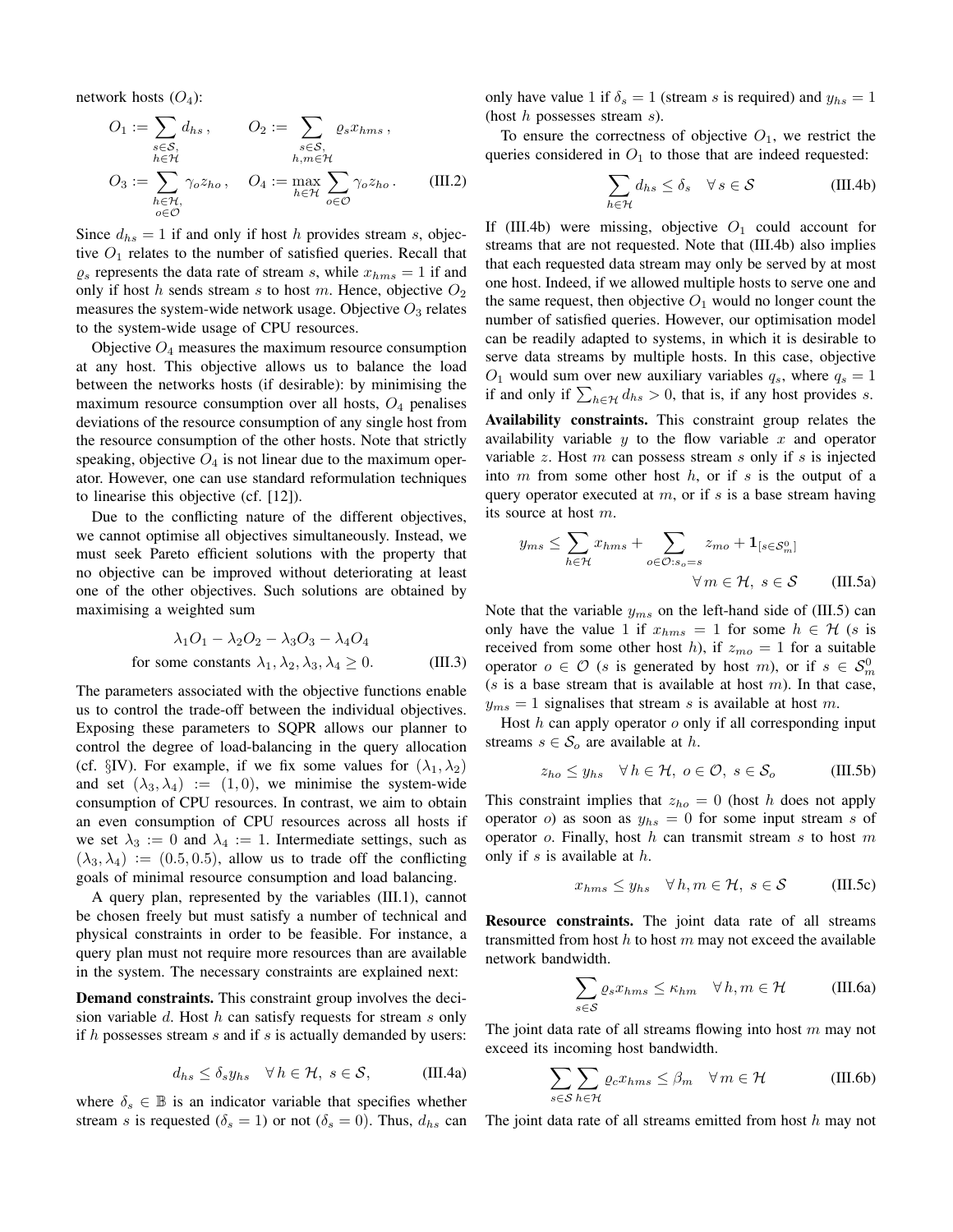network hosts ($O_4$):

$$O_1 := \sum_{\substack{s\in\mathcal{S},\\ h\in\mathcal{H}}} d_{hs}\,, \qquad O_2 := \sum_{\substack{s\in\mathcal{S},\\ h,m\in\mathcal{H}}} \varrho_s x_{hms}\,,$$
$$O_3 := \sum_{\substack{h\in\mathcal{H},\\ o\in\mathcal{O}}} \gamma_o z_{ho}\,, \quad O_4 := \max_{h\in\mathcal{H}} \sum_{o\in\mathcal{O}} \gamma_o z_{ho}\,. \qquad \text{(III.2)}$$

Since $d_{hs} = 1$ if and only if host $h$ provides stream $s$, objective $O_1$ relates to the number of satisfied queries. Recall that $\varrho_s$ represents the data rate of stream $s$, while $x_{hms} = 1$ if and only if host $h$ sends stream $s$ to host $m$. Hence, objective $O_2$ measures the system-wide network usage. Objective $O_3$ relates to the system-wide usage of CPU resources.

Objective $O_4$ measures the maximum resource consumption at any host. This objective allows us to balance the load between the networks hosts (if desirable): by minimising the maximum resource consumption over all hosts, $O_4$ penalises deviations of the resource consumption of any single host from the resource consumption of the other hosts. Note that strictly speaking, objective $O_4$ is not linear due to the maximum operator. However, one can use standard reformulation techniques to linearise this objective (cf. [12]).

Due to the conflicting nature of the different objectives, we cannot optimise all objectives simultaneously. Instead, we must seek Pareto efficient solutions with the property that no objective can be improved without deteriorating at least one of the other objectives. Such solutions are obtained by maximising a weighted sum

$$\lambda_1 O_1 - \lambda_2 O_2 - \lambda_3 O_3 - \lambda_4 O_4$$
$$\text{for some constants } \lambda_1, \lambda_2, \lambda_3, \lambda_4 \geq 0. \qquad \text{(III.3)}$$

The parameters associated with the objective functions enable us to control the trade-off between the individual objectives. Exposing these parameters to SQPR allows our planner to control the degree of load-balancing in the query allocation (cf. §IV). For example, if we fix some values for $(\lambda_1, \lambda_2)$ and set $(\lambda_3, \lambda_4) := (1, 0)$, we minimise the system-wide consumption of CPU resources. In contrast, we aim to obtain an even consumption of CPU resources across all hosts if we set $\lambda_3 := 0$ and $\lambda_4 := 1$. Intermediate settings, such as $(\lambda_3, \lambda_4) := (0.5, 0.5)$, allow us to trade off the conflicting goals of minimal resource consumption and load balancing.

A query plan, represented by the variables (III.1), cannot be chosen freely but must satisfy a number of technical and physical constraints in order to be feasible. For instance, a query plan must not require more resources than are available in the system. The necessary constraints are explained next:

**Demand constraints.** This constraint group involves the decision variable $d$. Host $h$ can satisfy requests for stream $s$ only if $h$ possesses stream $s$ and if $s$ is actually demanded by users:

$$d_{hs} \leq \delta_s y_{hs} \quad \forall\, h\in\mathcal{H},\ s\in\mathcal{S}, \qquad \text{(III.4a)}$$

where $\delta_s \in \mathbb{B}$ is an indicator variable that specifies whether stream $s$ is requested ($\delta_s = 1$) or not ($\delta_s = 0$). Thus, $d_{hs}$ can only have value 1 if $\delta_s = 1$ (stream $s$ is required) and $y_{hs} = 1$ (host $h$ possesses stream $s$).

To ensure the correctness of objective $O_1$, we restrict the queries considered in $O_1$ to those that are indeed requested:

$$\sum_{h\in\mathcal{H}} d_{hs} \leq \delta_s \quad \forall\, s\in\mathcal{S} \qquad \text{(III.4b)}$$

If (III.4b) were missing, objective $O_1$ could account for streams that are not requested. Note that (III.4b) also implies that each requested data stream may only be served by at most one host. Indeed, if we allowed multiple hosts to serve one and the same request, then objective $O_1$ would no longer count the number of satisfied queries. However, our optimisation model can be readily adapted to systems, in which it is desirable to serve data streams by multiple hosts. In this case, objective $O_1$ would sum over new auxiliary variables $q_s$, where $q_s = 1$ if and only if $\sum_{h\in\mathcal{H}} d_{hs} > 0$, that is, if any host provides $s$.

**Availability constraints.** This constraint group relates the availability variable $y$ to the flow variable $x$ and operator variable $z$. Host $m$ can possess stream $s$ only if $s$ is injected into $m$ from some other host $h$, or if $s$ is the output of a query operator executed at $m$, or if $s$ is a base stream having its source at host $m$.

$$y_{ms} \leq \sum_{h\in\mathcal{H}} x_{hms} + \sum_{o\in\mathcal{O}:s_o=s} z_{mo} + \mathbf{1}_{[s\in\mathcal{S}_m^0]}$$
$$\forall\, m\in\mathcal{H},\ s\in\mathcal{S} \qquad \text{(III.5a)}$$

Note that the variable $y_{ms}$ on the left-hand side of (III.5) can only have the value 1 if $x_{hms} = 1$ for some $h \in \mathcal{H}$ ($s$ is received from some other host $h$), if $z_{mo} = 1$ for a suitable operator $o \in \mathcal{O}$ ($s$ is generated by host $m$), or if $s \in \mathcal{S}_m^0$ ($s$ is a base stream that is available at host $m$). In that case, $y_{ms} = 1$ signalises that stream $s$ is available at host $m$.

Host $h$ can apply operator $o$ only if all corresponding input streams $s \in \mathcal{S}_o$ are available at $h$.

$$z_{ho} \leq y_{hs} \quad \forall\, h\in\mathcal{H},\ o\in\mathcal{O},\ s\in\mathcal{S}_o \qquad \text{(III.5b)}$$

This constraint implies that $z_{ho} = 0$ (host $h$ does not apply operator $o$) as soon as $y_{hs} = 0$ for some input stream $s$ of operator $o$. Finally, host $h$ can transmit stream $s$ to host $m$ only if $s$ is available at $h$.

$$x_{hms} \leq y_{hs} \quad \forall\, h,m\in\mathcal{H},\ s\in\mathcal{S} \qquad \text{(III.5c)}$$

**Resource constraints.** The joint data rate of all streams transmitted from host $h$ to host $m$ may not exceed the available network bandwidth.

$$\sum_{s\in\mathcal{S}} \varrho_s x_{hms} \leq \kappa_{hm} \quad \forall\, h,m\in\mathcal{H} \qquad \text{(III.6a)}$$

The joint data rate of all streams flowing into host $m$ may not exceed its incoming host bandwidth.

$$\sum_{s\in\mathcal{S}} \sum_{h\in\mathcal{H}} \varrho_c x_{hms} \leq \beta_m \quad \forall\, m\in\mathcal{H} \qquad \text{(III.6b)}$$

The joint data rate of all streams emitted from host $h$ may not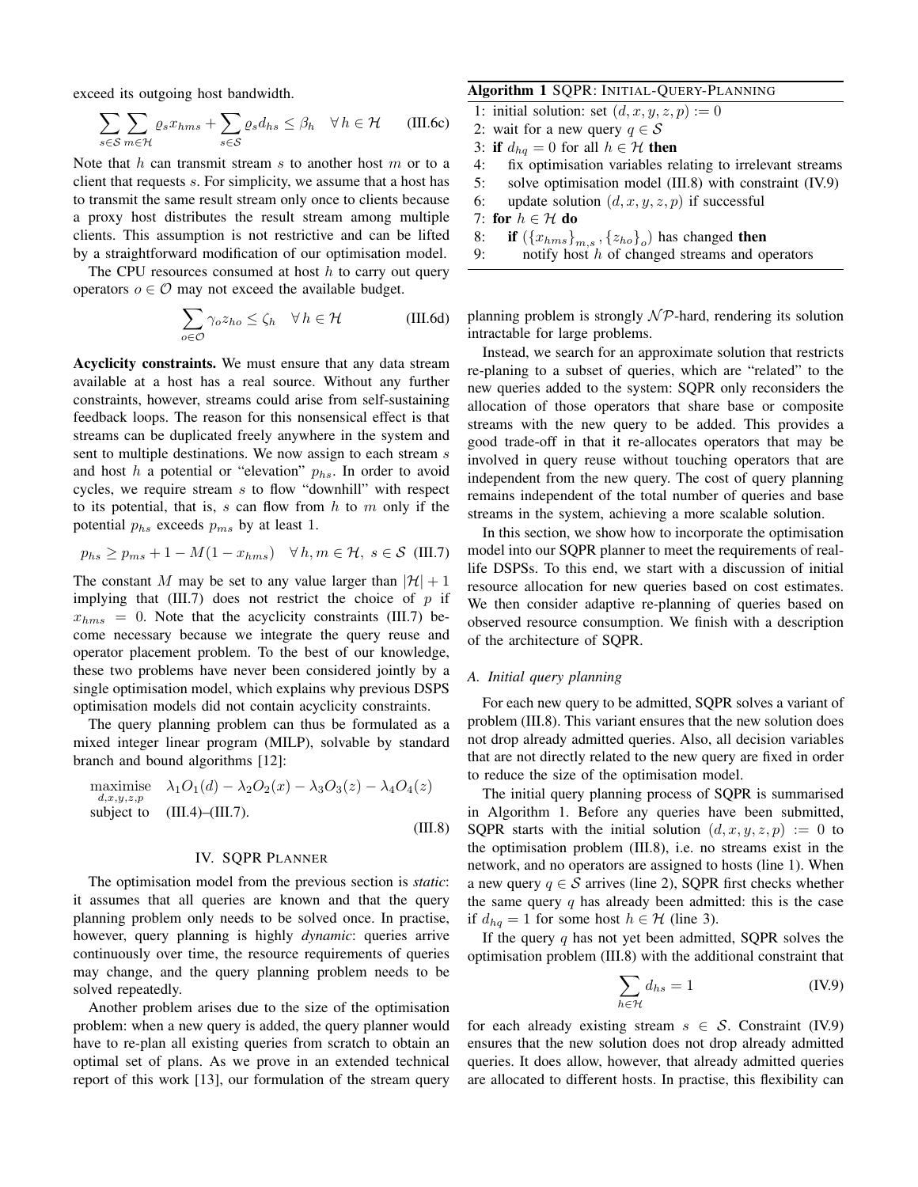exceed its outgoing host bandwidth.

$$\sum_{s \in \mathcal{S}} \sum_{m \in \mathcal{H}} \varrho_s x_{hms} + \sum_{s \in \mathcal{S}} \varrho_s d_{hs} \leq \beta_h \quad \forall\, h \in \mathcal{H} \qquad \text{(III.6c)}$$

Note that $h$ can transmit stream $s$ to another host $m$ or to a client that requests $s$. For simplicity, we assume that a host has to transmit the same result stream only once to clients because a proxy host distributes the result stream among multiple clients. This assumption is not restrictive and can be lifted by a straightforward modification of our optimisation model.

The CPU resources consumed at host $h$ to carry out query operators $o \in \mathcal{O}$ may not exceed the available budget.

$$\sum_{o \in \mathcal{O}} \gamma_o z_{ho} \leq \zeta_h \quad \forall\, h \in \mathcal{H} \qquad \text{(III.6d)}$$

**Acyclicity constraints.** We must ensure that any data stream available at a host has a real source. Without any further constraints, however, streams could arise from self-sustaining feedback loops. The reason for this nonsensical effect is that streams can be duplicated freely anywhere in the system and sent to multiple destinations. We now assign to each stream $s$ and host $h$ a potential or "elevation" $p_{hs}$. In order to avoid cycles, we require stream $s$ to flow "downhill" with respect to its potential, that is, $s$ can flow from $h$ to $m$ only if the potential $p_{hs}$ exceeds $p_{ms}$ by at least 1.

$$p_{hs} \geq p_{ms} + 1 - M(1 - x_{hms}) \quad \forall\, h, m \in \mathcal{H},\ s \in \mathcal{S} \quad \text{(III.7)}$$

The constant $M$ may be set to any value larger than $|\mathcal{H}| + 1$ implying that (III.7) does not restrict the choice of $p$ if $x_{hms} = 0$. Note that the acyclicity constraints (III.7) become necessary because we integrate the query reuse and operator placement problem. To the best of our knowledge, these two problems have never been considered jointly by a single optimisation model, which explains why previous DSPS optimisation models did not contain acyclicity constraints.

The query planning problem can thus be formulated as a mixed integer linear program (MILP), solvable by standard branch and bound algorithms [12]:

$$\begin{aligned} \underset{d,x,y,z,p}{\text{maximise}} \quad & \lambda_1 O_1(d) - \lambda_2 O_2(x) - \lambda_3 O_3(z) - \lambda_4 O_4(z) \\ \text{subject to} \quad & \text{(III.4)–(III.7).} \end{aligned} \qquad \text{(III.8)}$$

## IV. SQPR Planner

The optimisation model from the previous section is *static*: it assumes that all queries are known and that the query planning problem only needs to be solved once. In practise, however, query planning is highly *dynamic*: queries arrive continuously over time, the resource requirements of queries may change, and the query planning problem needs to be solved repeatedly.

Another problem arises due to the size of the optimisation problem: when a new query is added, the query planner would have to re-plan all existing queries from scratch to obtain an optimal set of plans. As we prove in an extended technical report of this work [13], our formulation of the stream query planning problem is strongly $\mathcal{NP}$-hard, rendering its solution intractable for large problems.

Instead, we search for an approximate solution that restricts re-planing to a subset of queries, which are "related" to the new queries added to the system: SQPR only reconsiders the allocation of those operators that share base or composite streams with the new query to be added. This provides a good trade-off in that it re-allocates operators that may be involved in query reuse without touching operators that are independent from the new query. The cost of query planning remains independent of the total number of queries and base streams in the system, achieving a more scalable solution.

In this section, we show how to incorporate the optimisation model into our SQPR planner to meet the requirements of real-life DSPSs. To this end, we start with a discussion of initial resource allocation for new queries based on cost estimates. We then consider adaptive re-planning of queries based on observed resource consumption. We finish with a description of the architecture of SQPR.

**Algorithm 1** SQPR: Initial-Query-Planning

```
1: initial solution: set (d, x, y, z, p) := 0
2: wait for a new query q ∈ S
3: if d_hq = 0 for all h ∈ H then
4:     fix optimisation variables relating to irrelevant streams
5:     solve optimisation model (III.8) with constraint (IV.9)
6:     update solution (d, x, y, z, p) if successful
7: for h ∈ H do
8:     if ({x_hms}_m,s , {z_ho}_o) has changed then
9:         notify host h of changed streams and operators
```

### A. Initial query planning

For each new query to be admitted, SQPR solves a variant of problem (III.8). This variant ensures that the new solution does not drop already admitted queries. Also, all decision variables that are not directly related to the new query are fixed in order to reduce the size of the optimisation model.

The initial query planning process of SQPR is summarised in Algorithm 1. Before any queries have been submitted, SQPR starts with the initial solution $(d, x, y, z, p) := 0$ to the optimisation problem (III.8), i.e. no streams exist in the network, and no operators are assigned to hosts (line 1). When a new query $q \in \mathcal{S}$ arrives (line 2), SQPR first checks whether the same query $q$ has already been admitted: this is the case if $d_{hq} = 1$ for some host $h \in \mathcal{H}$ (line 3).

If the query $q$ has not yet been admitted, SQPR solves the optimisation problem (III.8) with the additional constraint that

$$\sum_{h \in \mathcal{H}} d_{hs} = 1 \qquad \text{(IV.9)}$$

for each already existing stream $s \in \mathcal{S}$. Constraint (IV.9) ensures that the new solution does not drop already admitted queries. It does allow, however, that already admitted queries are allocated to different hosts. In practise, this flexibility can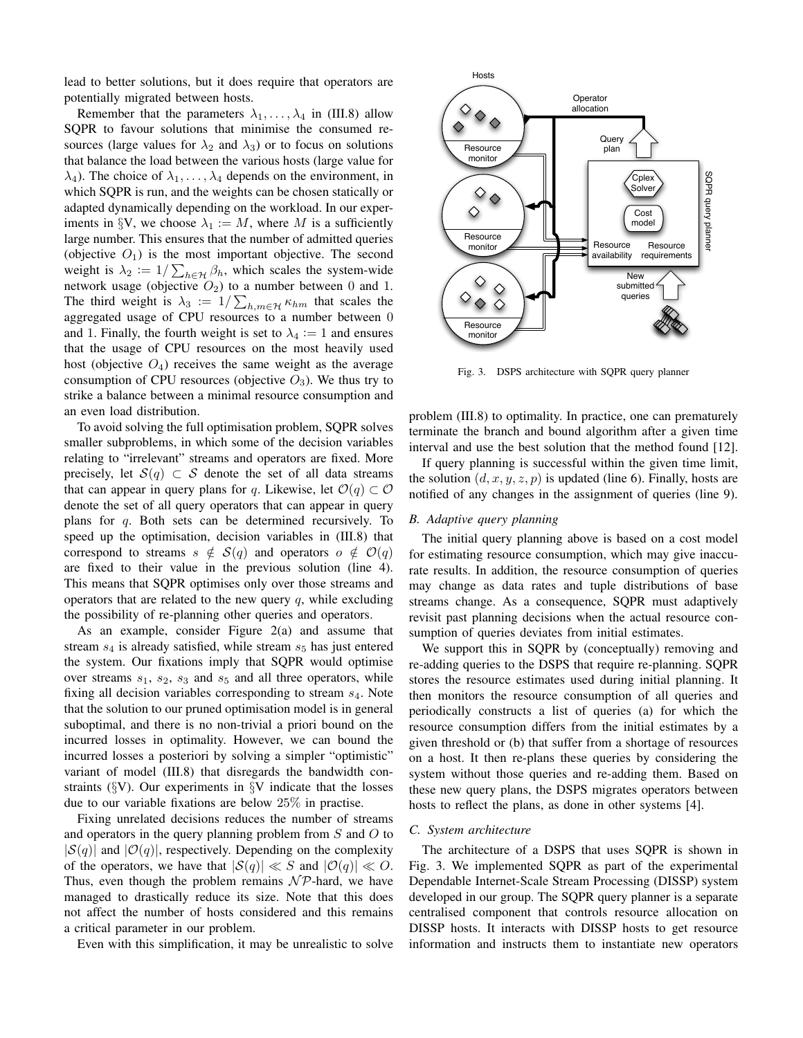lead to better solutions, but it does require that operators are potentially migrated between hosts.

Remember that the parameters $\lambda_1, \ldots, \lambda_4$ in (III.8) allow SQPR to favour solutions that minimise the consumed resources (large values for $\lambda_2$ and $\lambda_3$) or to focus on solutions that balance the load between the various hosts (large value for $\lambda_4$). The choice of $\lambda_1, \ldots, \lambda_4$ depends on the environment, in which SQPR is run, and the weights can be chosen statically or adapted dynamically depending on the workload. In our experiments in §V, we choose $\lambda_1 := M$, where $M$ is a sufficiently large number. This ensures that the number of admitted queries (objective $O_1$) is the most important objective. The second weight is $\lambda_2 := 1/\sum_{h \in \mathcal{H}} \beta_h$, which scales the system-wide network usage (objective $O_2$) to a number between 0 and 1. The third weight is $\lambda_3 := 1/\sum_{h,m \in \mathcal{H}} \kappa_{hm}$ that scales the aggregated usage of CPU resources to a number between 0 and 1. Finally, the fourth weight is set to $\lambda_4 := 1$ and ensures that the usage of CPU resources on the most heavily used host (objective $O_4$) receives the same weight as the average consumption of CPU resources (objective $O_3$). We thus try to strike a balance between a minimal resource consumption and an even load distribution.

To avoid solving the full optimisation problem, SQPR solves smaller subproblems, in which some of the decision variables relating to "irrelevant" streams and operators are fixed. More precisely, let $\mathcal{S}(q) \subset \mathcal{S}$ denote the set of all data streams that can appear in query plans for $q$. Likewise, let $\mathcal{O}(q) \subset \mathcal{O}$ denote the set of all query operators that can appear in query plans for $q$. Both sets can be determined recursively. To speed up the optimisation, decision variables in (III.8) that correspond to streams $s \notin \mathcal{S}(q)$ and operators $o \notin \mathcal{O}(q)$ are fixed to their value in the previous solution (line 4). This means that SQPR optimises only over those streams and operators that are related to the new query $q$, while excluding the possibility of re-planning other queries and operators.

As an example, consider Figure 2(a) and assume that stream $s_4$ is already satisfied, while stream $s_5$ has just entered the system. Our fixations imply that SQPR would optimise over streams $s_1$, $s_2$, $s_3$ and $s_5$ and all three operators, while fixing all decision variables corresponding to stream $s_4$. Note that the solution to our pruned optimisation model is in general suboptimal, and there is no non-trivial a priori bound on the incurred losses in optimality. However, we can bound the incurred losses a posteriori by solving a simpler "optimistic" variant of model (III.8) that disregards the bandwidth constraints (§V). Our experiments in §V indicate that the losses due to our variable fixations are below 25% in practise.

Fixing unrelated decisions reduces the number of streams and operators in the query planning problem from $S$ and $O$ to $|\mathcal{S}(q)|$ and $|\mathcal{O}(q)|$, respectively. Depending on the complexity of the operators, we have that $|\mathcal{S}(q)| \ll S$ and $|\mathcal{O}(q)| \ll O$. Thus, even though the problem remains $\mathcal{NP}$-hard, we have managed to drastically reduce its size. Note that this does not affect the number of hosts considered and this remains a critical parameter in our problem.

Even with this simplification, it may be unrealistic to solve problem (III.8) to optimality. In practice, one can prematurely terminate the branch and bound algorithm after a given time interval and use the best solution that the method found [12].

If query planning is successful within the given time limit, the solution $(d, x, y, z, p)$ is updated (line 6). Finally, hosts are notified of any changes in the assignment of queries (line 9).

Fig. 3. DSPS architecture with SQPR query planner

### B. Adaptive query planning

The initial query planning above is based on a cost model for estimating resource consumption, which may give inaccurate results. In addition, the resource consumption of queries may change as data rates and tuple distributions of base streams change. As a consequence, SQPR must adaptively revisit past planning decisions when the actual resource consumption of queries deviates from initial estimates.

We support this in SQPR by (conceptually) removing and re-adding queries to the DSPS that require re-planning. SQPR stores the resource estimates used during initial planning. It then monitors the resource consumption of all queries and periodically constructs a list of queries (a) for which the resource consumption differs from the initial estimates by a given threshold or (b) that suffer from a shortage of resources on a host. It then re-plans these queries by considering the system without those queries and re-adding them. Based on these new query plans, the DSPS migrates operators between hosts to reflect the plans, as done in other systems [4].

### C. System architecture

The architecture of a DSPS that uses SQPR is shown in Fig. 3. We implemented SQPR as part of the experimental Dependable Internet-Scale Stream Processing (DISSP) system developed in our group. The SQPR query planner is a separate centralised component that controls resource allocation on DISSP hosts. It interacts with DISSP hosts to get resource information and instructs them to instantiate new operators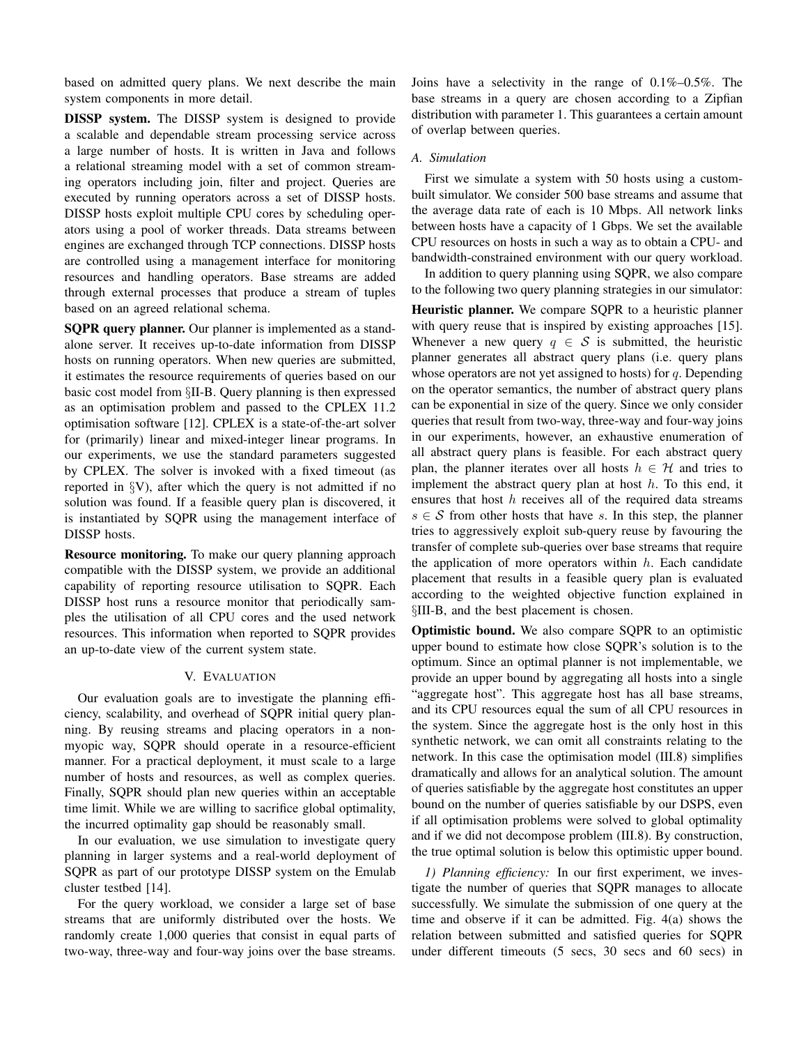based on admitted query plans. We next describe the main system components in more detail.

**DISSP system.** The DISSP system is designed to provide a scalable and dependable stream processing service across a large number of hosts. It is written in Java and follows a relational streaming model with a set of common streaming operators including join, filter and project. Queries are executed by running operators across a set of DISSP hosts. DISSP hosts exploit multiple CPU cores by scheduling operators using a pool of worker threads. Data streams between engines are exchanged through TCP connections. DISSP hosts are controlled using a management interface for monitoring resources and handling operators. Base streams are added through external processes that produce a stream of tuples based on an agreed relational schema.

**SQPR query planner.** Our planner is implemented as a standalone server. It receives up-to-date information from DISSP hosts on running operators. When new queries are submitted, it estimates the resource requirements of queries based on our basic cost model from §II-B. Query planning is then expressed as an optimisation problem and passed to the CPLEX 11.2 optimisation software [12]. CPLEX is a state-of-the-art solver for (primarily) linear and mixed-integer linear programs. In our experiments, we use the standard parameters suggested by CPLEX. The solver is invoked with a fixed timeout (as reported in §V), after which the query is not admitted if no solution was found. If a feasible query plan is discovered, it is instantiated by SQPR using the management interface of DISSP hosts.

**Resource monitoring.** To make our query planning approach compatible with the DISSP system, we provide an additional capability of reporting resource utilisation to SQPR. Each DISSP host runs a resource monitor that periodically samples the utilisation of all CPU cores and the used network resources. This information when reported to SQPR provides an up-to-date view of the current system state.

## V. Evaluation

Our evaluation goals are to investigate the planning efficiency, scalability, and overhead of SQPR initial query planning. By reusing streams and placing operators in a non-myopic way, SQPR should operate in a resource-efficient manner. For a practical deployment, it must scale to a large number of hosts and resources, as well as complex queries. Finally, SQPR should plan new queries within an acceptable time limit. While we are willing to sacrifice global optimality, the incurred optimality gap should be reasonably small.

In our evaluation, we use simulation to investigate query planning in larger systems and a real-world deployment of SQPR as part of our prototype DISSP system on the Emulab cluster testbed [14].

For the query workload, we consider a large set of base streams that are uniformly distributed over the hosts. We randomly create 1,000 queries that consist in equal parts of two-way, three-way and four-way joins over the base streams. Joins have a selectivity in the range of 0.1%–0.5%. The base streams in a query are chosen according to a Zipfian distribution with parameter 1. This guarantees a certain amount of overlap between queries.

### *A. Simulation*

First we simulate a system with 50 hosts using a custom-built simulator. We consider 500 base streams and assume that the average data rate of each is 10 Mbps. All network links between hosts have a capacity of 1 Gbps. We set the available CPU resources on hosts in such a way as to obtain a CPU- and bandwidth-constrained environment with our query workload.

In addition to query planning using SQPR, we also compare to the following two query planning strategies in our simulator:

**Heuristic planner.** We compare SQPR to a heuristic planner with query reuse that is inspired by existing approaches [15]. Whenever a new query $q \in \mathcal{S}$ is submitted, the heuristic planner generates all abstract query plans (i.e. query plans whose operators are not yet assigned to hosts) for $q$. Depending on the operator semantics, the number of abstract query plans can be exponential in size of the query. Since we only consider queries that result from two-way, three-way and four-way joins in our experiments, however, an exhaustive enumeration of all abstract query plans is feasible. For each abstract query plan, the planner iterates over all hosts $h \in \mathcal{H}$ and tries to implement the abstract query plan at host $h$. To this end, it ensures that host $h$ receives all of the required data streams $s \in \mathcal{S}$ from other hosts that have $s$. In this step, the planner tries to aggressively exploit sub-query reuse by favouring the transfer of complete sub-queries over base streams that require the application of more operators within $h$. Each candidate placement that results in a feasible query plan is evaluated according to the weighted objective function explained in §III-B, and the best placement is chosen.

**Optimistic bound.** We also compare SQPR to an optimistic upper bound to estimate how close SQPR's solution is to the optimum. Since an optimal planner is not implementable, we provide an upper bound by aggregating all hosts into a single "aggregate host". This aggregate host has all base streams, and its CPU resources equal the sum of all CPU resources in the system. Since the aggregate host is the only host in this synthetic network, we can omit all constraints relating to the network. In this case the optimisation model (III.8) simplifies dramatically and allows for an analytical solution. The amount of queries satisfiable by the aggregate host constitutes an upper bound on the number of queries satisfiable by our DSPS, even if all optimisation problems were solved to global optimality and if we did not decompose problem (III.8). By construction, the true optimal solution is below this optimistic upper bound.

*1) Planning efficiency:* In our first experiment, we investigate the number of queries that SQPR manages to allocate successfully. We simulate the submission of one query at the time and observe if it can be admitted. Fig. 4(a) shows the relation between submitted and satisfied queries for SQPR under different timeouts (5 secs, 30 secs and 60 secs) in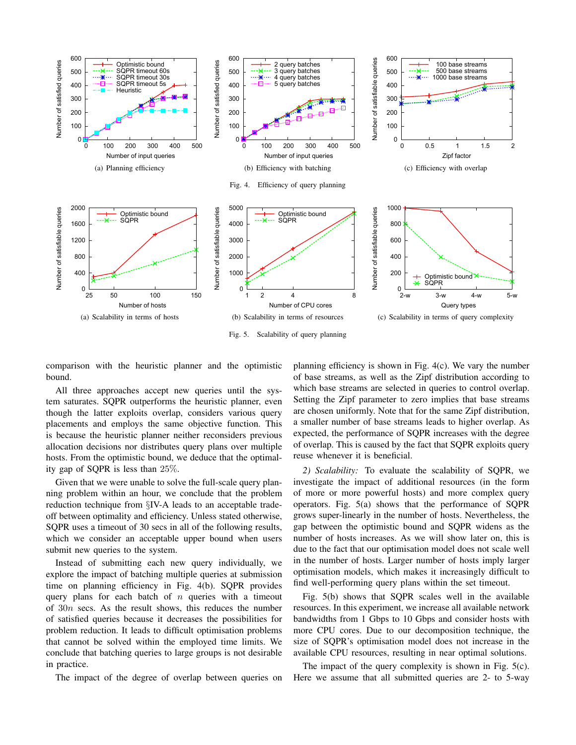(a) Planning efficiency

(b) Efficiency with batching

(c) Efficiency with overlap

Fig. 4. Efficiency of query planning

(a) Scalability in terms of hosts

(b) Scalability in terms of resources

(c) Scalability in terms of query complexity

Fig. 5. Scalability of query planning

comparison with the heuristic planner and the optimistic bound.

All three approaches accept new queries until the system saturates. SQPR outperforms the heuristic planner, even though the latter exploits overlap, considers various query placements and employs the same objective function. This is because the heuristic planner neither reconsiders previous allocation decisions nor distributes query plans over multiple hosts. From the optimistic bound, we deduce that the optimality gap of SQPR is less than 25%.

Given that we were unable to solve the full-scale query planning problem within an hour, we conclude that the problem reduction technique from §IV-A leads to an acceptable trade-off between optimality and efficiency. Unless stated otherwise, SQPR uses a timeout of 30 secs in all of the following results, which we consider an acceptable upper bound when users submit new queries to the system.

Instead of submitting each new query individually, we explore the impact of batching multiple queries at submission time on planning efficiency in Fig. 4(b). SQPR provides query plans for each batch of $n$ queries with a timeout of $30n$ secs. As the result shows, this reduces the number of satisfied queries because it decreases the possibilities for problem reduction. It leads to difficult optimisation problems that cannot be solved within the employed time limits. We conclude that batching queries to large groups is not desirable in practice.

The impact of the degree of overlap between queries on planning efficiency is shown in Fig. 4(c). We vary the number of base streams, as well as the Zipf distribution according to which base streams are selected in queries to control overlap. Setting the Zipf parameter to zero implies that base streams are chosen uniformly. Note that for the same Zipf distribution, a smaller number of base streams leads to higher overlap. As expected, the performance of SQPR increases with the degree of overlap. This is caused by the fact that SQPR exploits query reuse whenever it is beneficial.

*2) Scalability:* To evaluate the scalability of SQPR, we investigate the impact of additional resources (in the form of more or more powerful hosts) and more complex query operators. Fig. 5(a) shows that the performance of SQPR grows super-linearly in the number of hosts. Nevertheless, the gap between the optimistic bound and SQPR widens as the number of hosts increases. As we will show later on, this is due to the fact that our optimisation model does not scale well in the number of hosts. Larger number of hosts imply larger optimisation models, which makes it increasingly difficult to find well-performing query plans within the set timeout.

Fig. 5(b) shows that SQPR scales well in the available resources. In this experiment, we increase all available network bandwidths from 1 Gbps to 10 Gbps and consider hosts with more CPU cores. Due to our decomposition technique, the size of SQPR's optimisation model does not increase in the available CPU resources, resulting in near optimal solutions.

The impact of the query complexity is shown in Fig. 5(c). Here we assume that all submitted queries are 2- to 5-way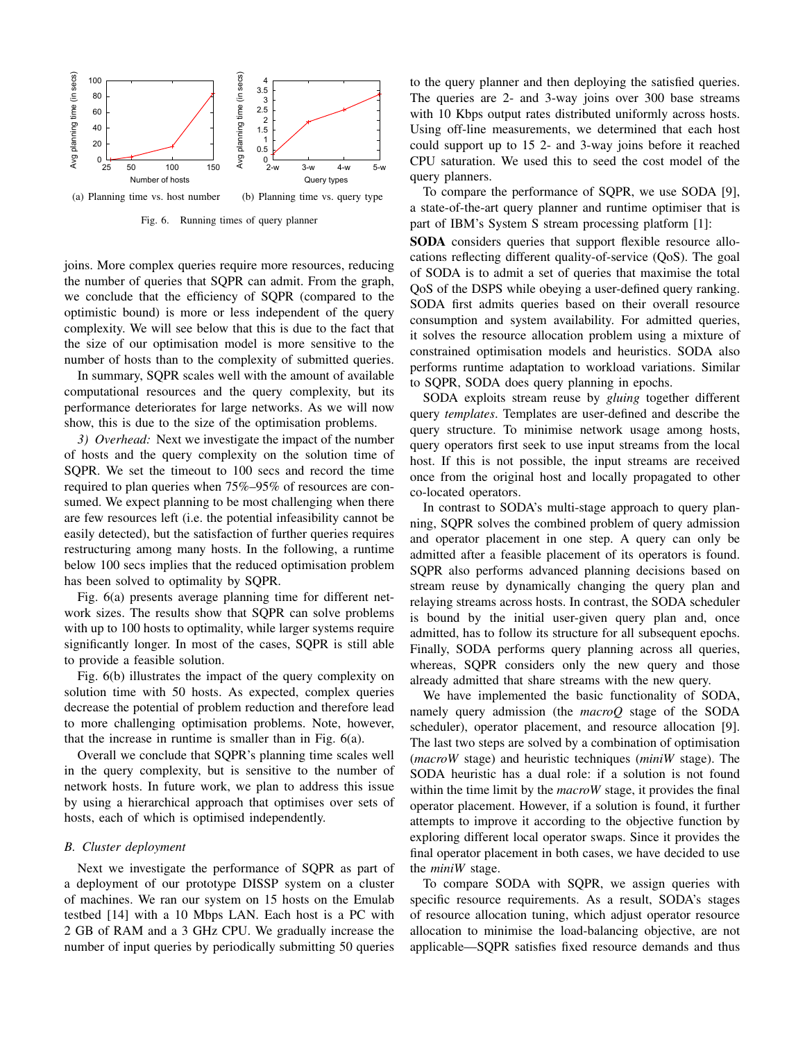Avg planning time (in secs)

100
80
60
40
20
0

25 50 100 150

Number of hosts

(a) Planning time vs. host number

Avg planning time (in secs)

4
3.5
3
2.5
2
1.5
1
0.5
0

2-w 3-w 4-w 5-w

Query types

(b) Planning time vs. query type

Fig. 6. Running times of query planner

joins. More complex queries require more resources, reducing the number of queries that SQPR can admit. From the graph, we conclude that the efficiency of SQPR (compared to the optimistic bound) is more or less independent of the query complexity. We will see below that this is due to the fact that the size of our optimisation model is more sensitive to the number of hosts than to the complexity of submitted queries.

In summary, SQPR scales well with the amount of available computational resources and the query complexity, but its performance deteriorates for large networks. As we will now show, this is due to the size of the optimisation problems.

*3) Overhead:* Next we investigate the impact of the number of hosts and the query complexity on the solution time of SQPR. We set the timeout to 100 secs and record the time required to plan queries when 75%–95% of resources are consumed. We expect planning to be most challenging when there are few resources left (i.e. the potential infeasibility cannot be easily detected), but the satisfaction of further queries requires restructuring among many hosts. In the following, a runtime below 100 secs implies that the reduced optimising problem has been solved to optimality by SQPR.

Fig. 6(a) presents average planning time for different network sizes. The results show that SQPR can solve problems with up to 100 hosts to optimality, while larger systems require significantly longer. In most of the cases, SQPR is still able to provide a feasible solution.

Fig. 6(b) illustrates the impact of the query complexity on solution time with 50 hosts. As expected, complex queries decrease the potential of problem reduction and therefore lead to more challenging optimisation problems. Note, however, that the increase in runtime is smaller than in Fig. 6(a).

Overall we conclude that SQPR's planning time scales well in the query complexity, but is sensitive to the number of network hosts. In future work, we plan to address this issue by using a hierarchical approach that optimises over sets of hosts, each of which is optimised independently.

### *B. Cluster deployment*

Next we investigate the performance of SQPR as part of a deployment of our prototype DISSP system on a cluster of machines. We ran our system on 15 hosts on the Emulab testbed [14] with a 10 Mbps LAN. Each host is a PC with 2 GB of RAM and a 3 GHz CPU. We gradually increase the number of input queries by periodically submitting 50 queries to the query planner and then deploying the satisfied queries. The queries are 2- and 3-way joins over 300 base streams with 10 Kbps output rates distributed uniformly across hosts. Using off-line measurements, we determined that each host could support up to 15 2- and 3-way joins before it reached CPU saturation. We used this to seed the cost model of the query planners.

To compare the performance of SQPR, we use SODA [9], a state-of-the-art query planner and runtime optimiser that is part of IBM's System S stream processing platform [1]:

**SODA** considers queries that support flexible resource allocations reflecting different quality-of-service (QoS). The goal of SODA is to admit a set of queries that maximise the total QoS of the DSPS while obeying a user-defined query ranking. SODA first admits queries based on their overall resource consumption and system availability. For admitted queries, it solves the resource allocation problem using a mixture of constrained optimisation models and heuristics. SODA also performs runtime adaptation to workload variations. Similar to SQPR, SODA does query planning in epochs.

SODA exploits stream reuse by *gluing* together different query *templates*. Templates are user-defined and describe the query structure. To minimise network usage among hosts, query operators first seek to use input streams from the local host. If this is not possible, the input streams are received once from the original host and locally propagated to other co-located operators.

In contrast to SODA's multi-stage approach to query planning, SQPR solves the combined problem of query admission and operator placement in one step. A query can only be admitted after a feasible placement of its operators is found. SQPR also performs advanced planning decisions based on stream reuse by dynamically changing the query plan and relaying streams across hosts. In contrast, the SODA scheduler is bound by the initial user-given query plan and, once admitted, has to follow its structure for all subsequent epochs. Finally, SODA performs query planning across all queries, whereas, SQPR considers only the new query and those already admitted that share streams with the new query.

We have implemented the basic functionality of SODA, namely query admission (the *macroQ* stage of the SODA scheduler), operator placement, and resource allocation [9]. The last two steps are solved by a combination of optimisation (*macroW* stage) and heuristic techniques (*miniW* stage). The SODA heuristic has a dual role: if a solution is not found within the time limit by the *macroW* stage, it provides the final operator placement. However, if a solution is found, it further attempts to improve it according to the objective function by exploring different local operator swaps. Since it provides the final operator placement in both cases, we have decided to use the *miniW* stage.

To compare SODA with SQPR, we assign queries with specific resource requirements. As a result, SODA's stages of resource allocation tuning, which adjust operator resource allocation to minimise the load-balancing objective, are not applicable—SQPR satisfies fixed resource demands and thus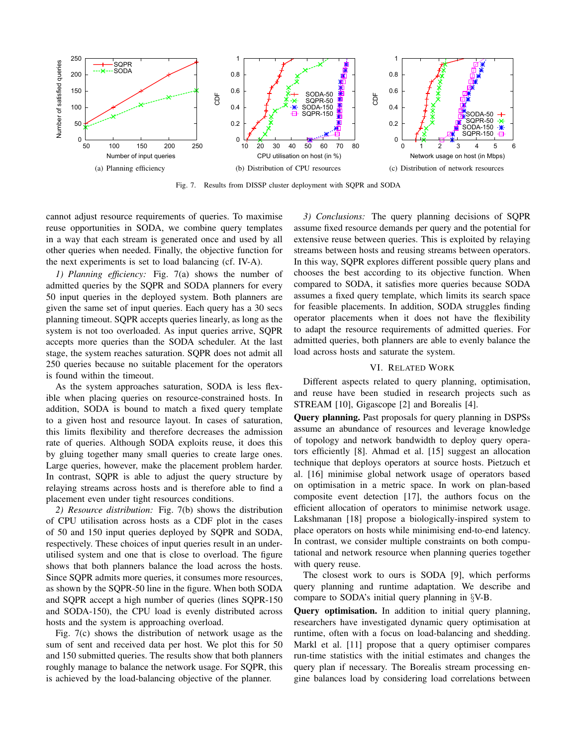(a) Planning efficiency

(b) Distribution of CPU resources

(c) Distribution of network resources

Fig. 7. Results from DISSP cluster deployment with SQPR and SODA

cannot adjust resource requirements of queries. To maximise reuse opportunities in SODA, we combine query templates in a way that each stream is generated once and used by all other queries when needed. Finally, the objective function for the next experiments is set to load balancing (cf. IV-A).

*1) Planning efficiency:* Fig. 7(a) shows the number of admitted queries by the SQPR and SODA planners for every 50 input queries in the deployed system. Both planners are given the same set of input queries. Each query has a 30 secs planning timeout. SQPR accepts queries linearly, as long as the system is not too overloaded. As input queries arrive, SQPR accepts more queries than the SODA scheduler. At the last stage, the system reaches saturation. SQPR does not admit all 250 queries because no suitable placement for the operators is found within the timeout.

As the system approaches saturation, SODA is less flexible when placing queries on resource-constrained hosts. In addition, SODA is bound to match a fixed query template to a given host and resource layout. In cases of saturation, this limits flexibility and therefore decreases the admission rate of queries. Although SODA exploits reuse, it does this by gluing together many small queries to create large ones. Large queries, however, make the placement problem harder. In contrast, SQPR is able to adjust the query structure by relaying streams across hosts and is therefore able to find a placement even under tight resources conditions.

*2) Resource distribution:* Fig. 7(b) shows the distribution of CPU utilisation across hosts as a CDF plot in the cases of 50 and 150 input queries deployed by SQPR and SODA, respectively. These choices of input queries result in an under-utilised system and one that is close to overload. The figure shows that both planners balance the load across the hosts. Since SQPR admits more queries, it consumes more resources, as shown by the SQPR-50 line in the figure. When both SODA and SQPR accept a high number of queries (lines SQPR-150 and SODA-150), the CPU load is evenly distributed across hosts and the system is approaching overload.

Fig. 7(c) shows the distribution of network usage as the sum of sent and received data per host. We plot this for 50 and 150 submitted queries. The results show that both planners roughly manage to balance the network usage. For SQPR, this is achieved by the load-balancing objective of the planner.

*3) Conclusions:* The query planning decisions of SQPR assume fixed resource demands per query and the potential for extensive reuse between queries. This is exploited by relaying streams between hosts and reusing streams between operators. In this way, SQPR explores different possible query plans and chooses the best according to its objective function. When compared to SODA, it satisfies more queries because SODA assumes a fixed query template, which limits its search space for feasible placements. In addition, SODA struggles finding operator placements when it does not have the flexibility to adapt the resource requirements of admitted queries. For admitted queries, both planners are able to evenly balance the load across hosts and saturate the system.

## VI. Related Work

Different aspects related to query planning, optimisation, and reuse have been studied in research projects such as STREAM [10], Gigascope [2] and Borealis [4].

**Query planning.** Past proposals for query planning in DSPSs assume an abundance of resources and leverage knowledge of topology and network bandwidth to deploy query operators efficiently [8]. Ahmad et al. [15] suggest an allocation technique that deploys operators at source hosts. Pietzuch et al. [16] minimise global network usage of operators based on optimisation in a metric space. In work on plan-based composite event detection [17], the authors focus on the efficient allocation of operators to minimise network usage. Lakshmanan [18] propose a biologically-inspired system to place operators on hosts while minimising end-to-end latency. In contrast, we consider multiple constraints on both computational and network resource when planning queries together with query reuse.

The closest work to ours is SODA [9], which performs query planning and runtime adaptation. We describe and compare to SODA's initial query planning in §V-B.

**Query optimisation.** In addition to initial query planning, researchers have investigated dynamic query optimisation at runtime, often with a focus on load-balancing and shedding. Markl et al. [11] propose that a query optimiser compares run-time statistics with the initial estimates and changes the query plan if necessary. The Borealis stream processing engine balances load by considering load correlations between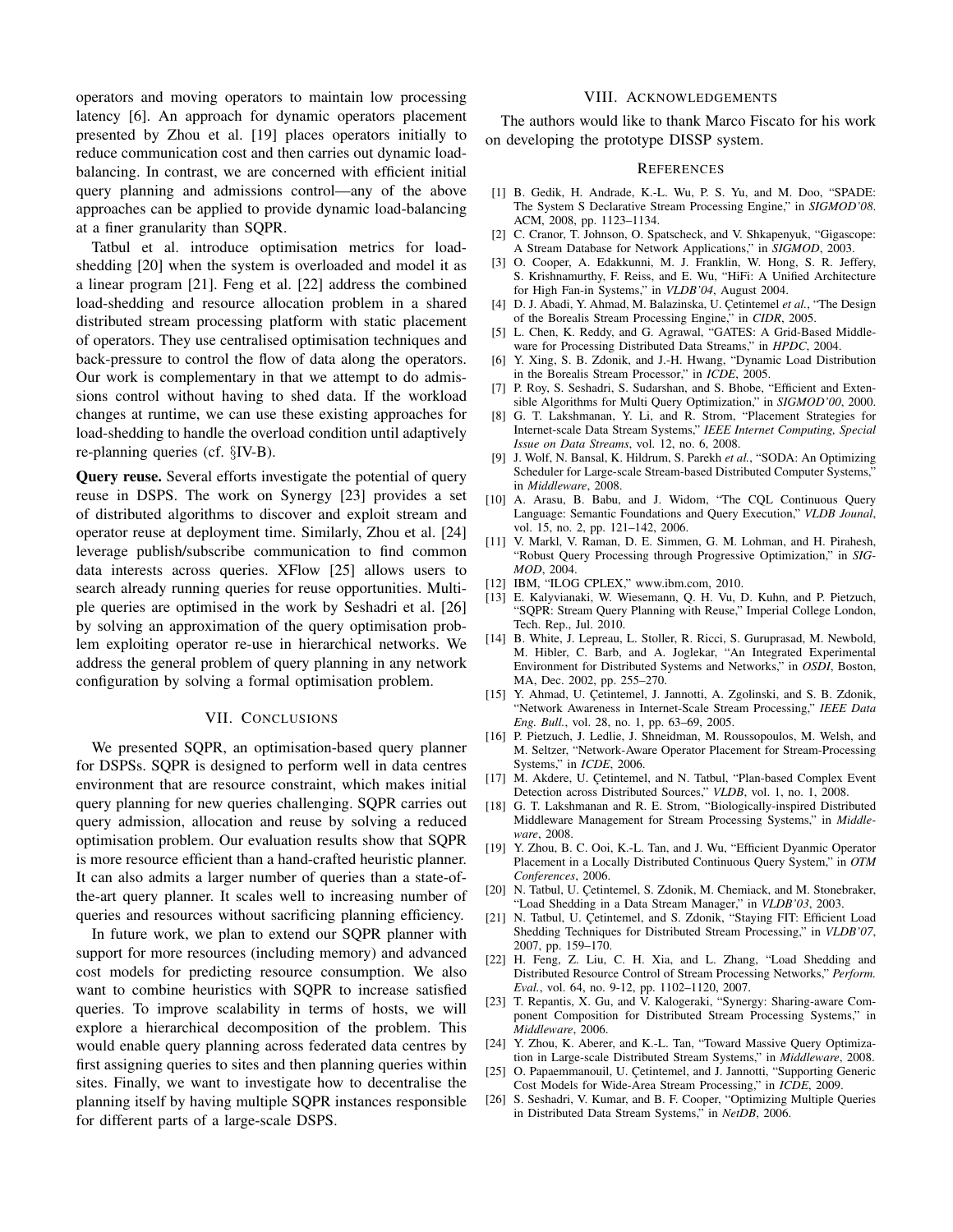operators and moving operators to maintain low processing latency [6]. An approach for dynamic operators placement presented by Zhou et al. [19] places operators initially to reduce communication cost and then carries out dynamic load-balancing. In contrast, we are concerned with efficient initial query planning and admissions control—any of the above approaches can be applied to provide dynamic load-balancing at a finer granularity than SQPR.

Tatbul et al. introduce optimisation metrics for load-shedding [20] when the system is overloaded and model it as a linear program [21]. Feng et al. [22] address the combined load-shedding and resource allocation problem in a shared distributed stream processing platform with static placement of operators. They use centralised optimisation techniques and back-pressure to control the flow of data along the operators. Our work is complementary in that we attempt to do admissions control without having to shed data. If the workload changes at runtime, we can use these existing approaches for load-shedding to handle the overload condition until adaptively re-planning queries (cf. §IV-B).

**Query reuse.** Several efforts investigate the potential of query reuse in DSPS. The work on Synergy [23] provides a set of distributed algorithms to discover and exploit stream and operator reuse at deployment time. Similarly, Zhou et al. [24] leverage publish/subscribe communication to find common data interests across queries. XFlow [25] allows users to search already running queries for reuse opportunities. Multiple queries are optimised in the work by Seshadri et al. [26] by solving an approximation of the query optimisation problem exploiting operator re-use in hierarchical networks. We address the general problem of query planning in any network configuration by solving a formal optimisation problem.

## VII. Conclusions

We presented SQPR, an optimisation-based query planner for DSPSs. SQPR is designed to perform well in data centres environment that are resource constraint, which makes initial query planning for new queries challenging. SQPR carries out query admission, allocation and reuse by solving a reduced optimisation problem. Our evaluation results show that SQPR is more resource efficient than a hand-crafted heuristic planner. It can also admits a larger number of queries than a state-of-the-art query planner. It scales well to increasing number of queries and resources without sacrificing planning efficiency.

In future work, we plan to extend our SQPR planner with support for more resources (including memory) and advanced cost models for predicting resource consumption. We also want to combine heuristics with SQPR to increase satisfied queries. To improve scalability in terms of hosts, we will explore a hierarchical decomposition of the problem. This would enable query planning across federated data centres by first assigning queries to sites and then planning queries within sites. Finally, we want to investigate how to decentralise the planning itself by having multiple SQPR instances responsible for different parts of a large-scale DSPS.

## VIII. Acknowledgements

The authors would like to thank Marco Fiscato for his work on developing the prototype DISSP system.

## References

[1] B. Gedik, H. Andrade, K.-L. Wu, P. S. Yu, and M. Doo, "SPADE: The System S Declarative Stream Processing Engine," in *SIGMOD'08*. ACM, 2008, pp. 1123–1134.

[2] C. Cranor, T. Johnson, O. Spatscheck, and V. Shkapenyuk, "Gigascope: A Stream Database for Network Applications," in *SIGMOD*, 2003.

[3] O. Cooper, A. Edakkunni, M. J. Franklin, W. Hong, S. R. Jeffery, S. Krishnamurthy, F. Reiss, and E. Wu, "HiFi: A Unified Architecture for High Fan-in Systems," in *VLDB'04*, August 2004.

[4] D. J. Abadi, Y. Ahmad, M. Balazinska, U. Çetintemel *et al.*, "The Design of the Borealis Stream Processing Engine," in *CIDR*, 2005.

[5] L. Chen, K. Reddy, and G. Agrawal, "GATES: A Grid-Based Middleware for Processing Distributed Data Streams," in *HPDC*, 2004.

[6] Y. Xing, S. B. Zdonik, and J.-H. Hwang, "Dynamic Load Distribution in the Borealis Stream Processor," in *ICDE*, 2005.

[7] P. Roy, S. Seshadri, S. Sudarshan, and S. Bhobe, "Efficient and Extensible Algorithms for Multi Query Optimization," in *SIGMOD'00*, 2000.

[8] G. T. Lakshmanan, Y. Li, and R. Strom, "Placement Strategies for Internet-scale Data Stream Systems," *IEEE Internet Computing, Special Issue on Data Streams*, vol. 12, no. 6, 2008.

[9] J. Wolf, N. Bansal, K. Hildrum, S. Parekh *et al.*, "SODA: An Optimizing Scheduler for Large-scale Stream-based Distributed Computer Systems," in *Middleware*, 2008.

[10] A. Arasu, B. Babu, and J. Widom, "The CQL Continuous Query Language: Semantic Foundations and Query Execution," *VLDB Jounal*, vol. 15, no. 2, pp. 121–142, 2006.

[11] V. Markl, V. Raman, D. E. Simmen, G. M. Lohman, and H. Pirahesh, "Robust Query Processing through Progressive Optimization," in *SIGMOD*, 2004.

[12] IBM, "ILOG CPLEX," www.ibm.com, 2010.

[13] E. Kalyvianaki, W. Wiesemann, Q. H. Vu, D. Kuhn, and P. Pietzuch, "SQPR: Stream Query Planning with Reuse," Imperial College London, Tech. Rep., Jul. 2010.

[14] B. White, J. Lepreau, L. Stoller, R. Ricci, S. Guruprasad, M. Newbold, M. Hibler, C. Barb, and A. Joglekar, "An Integrated Experimental Environment for Distributed Systems and Networks," in *OSDI*, Boston, MA, Dec. 2002, pp. 255–270.

[15] Y. Ahmad, U. Çetintemel, J. Jannotti, A. Zgolinski, and S. B. Zdonik, "Network Awareness in Internet-Scale Stream Processing," *IEEE Data Eng. Bull.*, vol. 28, no. 1, pp. 63–69, 2005.

[16] P. Pietzuch, J. Ledlie, J. Shneidman, M. Roussopoulos, M. Welsh, and M. Seltzer, "Network-Aware Operator Placement for Stream-Processing Systems," in *ICDE*, 2006.

[17] M. Akdere, U. Çetintemel, and N. Tatbul, "Plan-based Complex Event Detection across Distributed Sources," *VLDB*, vol. 1, no. 1, 2008.

[18] G. T. Lakshmanan and R. E. Strom, "Biologically-inspired Distributed Middleware Management for Stream Processing Systems," in *Middleware*, 2008.

[19] Y. Zhou, B. C. Ooi, K.-L. Tan, and J. Wu, "Efficient Dyanmic Operator Placement in a Locally Distributed Continuous Query System," in *OTM Conferences*, 2006.

[20] N. Tatbul, U. Çetintemel, S. Zdonik, M. Chemiack, and M. Stonebraker, "Load Shedding in a Data Stream Manager," in *VLDB'03*, 2003.

[21] N. Tatbul, U. Çetintemel, and S. Zdonik, "Staying FIT: Efficient Load Shedding Techniques for Distributed Stream Processing," in *VLDB'07*, 2007, pp. 159–170.

[22] H. Feng, Z. Liu, C. H. Xia, and L. Zhang, "Load Shedding and Distributed Resource Control of Stream Processing Networks," *Perform. Eval.*, vol. 64, no. 9-12, pp. 1102–1120, 2007.

[23] T. Repantis, X. Gu, and V. Kalogeraki, "Synergy: Sharing-aware Component Composition for Distributed Stream Processing Systems," in *Middleware*, 2006.

[24] Y. Zhou, K. Aberer, and K.-L. Tan, "Toward Massive Query Optimization in Large-scale Distributed Stream Systems," in *Middleware*, 2008.

[25] O. Papaemmanouil, U. Çetintemel, and J. Jannotti, "Supporting Generic Cost Models for Wide-Area Stream Processing," in *ICDE*, 2009.

[26] S. Seshadri, V. Kumar, and B. F. Cooper, "Optimizing Multiple Queries in Distributed Data Stream Systems," in *NetDB*, 2006.